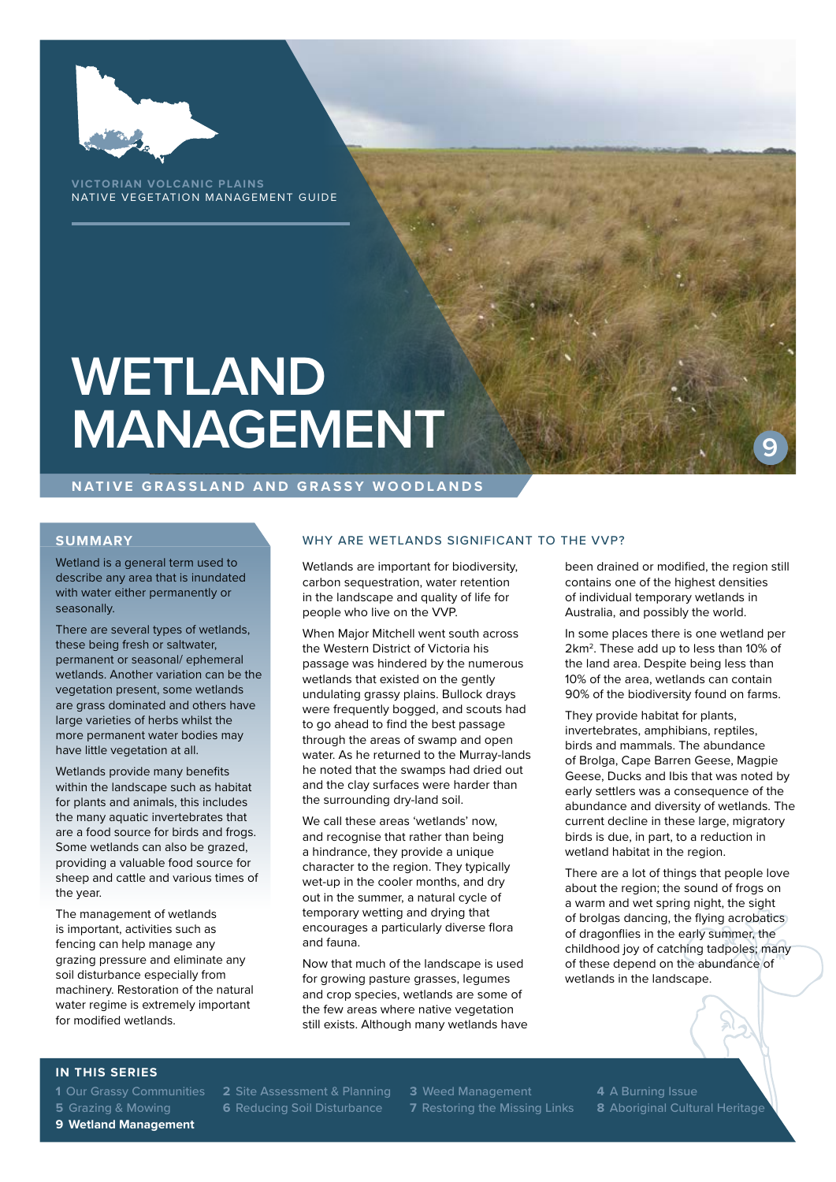VICTORIAN VOLCANIC PLAINS
NATIVE VEGETATION MANAGEMENT GUIDE

# WETLAND MANAGEMENT

9

NATIVE GRASSLAND AND GRASSY WOODLANDS

## SUMMARY

Wetland is a general term used to describe any area that is inundated with water either permanently or seasonally.

There are several types of wetlands, these being fresh or saltwater, permanent or seasonal/ ephemeral wetlands. Another variation can be the vegetation present, some wetlands are grass dominated and others have large varieties of herbs whilst the more permanent water bodies may have little vegetation at all.

Wetlands provide many benefits within the landscape such as habitat for plants and animals, this includes the many aquatic invertebrates that are a food source for birds and frogs. Some wetlands can also be grazed, providing a valuable food source for sheep and cattle and various times of the year.

The management of wetlands is important, activities such as fencing can help manage any grazing pressure and eliminate any soil disturbance especially from machinery. Restoration of the natural water regime is extremely important for modified wetlands.

## WHY ARE WETLANDS SIGNIFICANT TO THE VVP?

Wetlands are important for biodiversity, carbon sequestration, water retention in the landscape and quality of life for people who live on the VVP.

When Major Mitchell went south across the Western District of Victoria his passage was hindered by the numerous wetlands that existed on the gently undulating grassy plains. Bullock drays were frequently bogged, and scouts had to go ahead to find the best passage through the areas of swamp and open water. As he returned to the Murray-lands he noted that the swamps had dried out and the clay surfaces were harder than the surrounding dry-land soil.

We call these areas 'wetlands' now, and recognise that rather than being a hindrance, they provide a unique character to the region. They typically wet-up in the cooler months, and dry out in the summer, a natural cycle of temporary wetting and drying that encourages a particularly diverse flora and fauna.

Now that much of the landscape is used for growing pasture grasses, legumes and crop species, wetlands are some of the few areas where native vegetation still exists. Although many wetlands have been drained or modified, the region still contains one of the highest densities of individual temporary wetlands in Australia, and possibly the world.

In some places there is one wetland per 2km². These add up to less than 10% of the land area. Despite being less than 10% of the area, wetlands can contain 90% of the biodiversity found on farms.

They provide habitat for plants, invertebrates, amphibians, reptiles, birds and mammals. The abundance of Brolga, Cape Barren Geese, Magpie Geese, Ducks and Ibis that was noted by early settlers was a consequence of the abundance and diversity of wetlands. The current decline in these large, migratory birds is due, in part, to a reduction in wetland habitat in the region.

There are a lot of things that people love about the region; the sound of frogs on a warm and wet spring night, the sight of brolgas dancing, the flying acrobatics of dragonflies in the early summer, the childhood joy of catching tadpoles, many of these depend on the abundance of wetlands in the landscape.

### IN THIS SERIES

- 1 Our Grassy Communities
- 2 Site Assessment & Planning
- 3 Weed Management
- 4 A Burning Issue
- 5 Grazing & Mowing
- 6 Reducing Soil Disturbance
- 7 Restoring the Missing Links
- 8 Aboriginal Cultural Heritage
- **9 Wetland Management**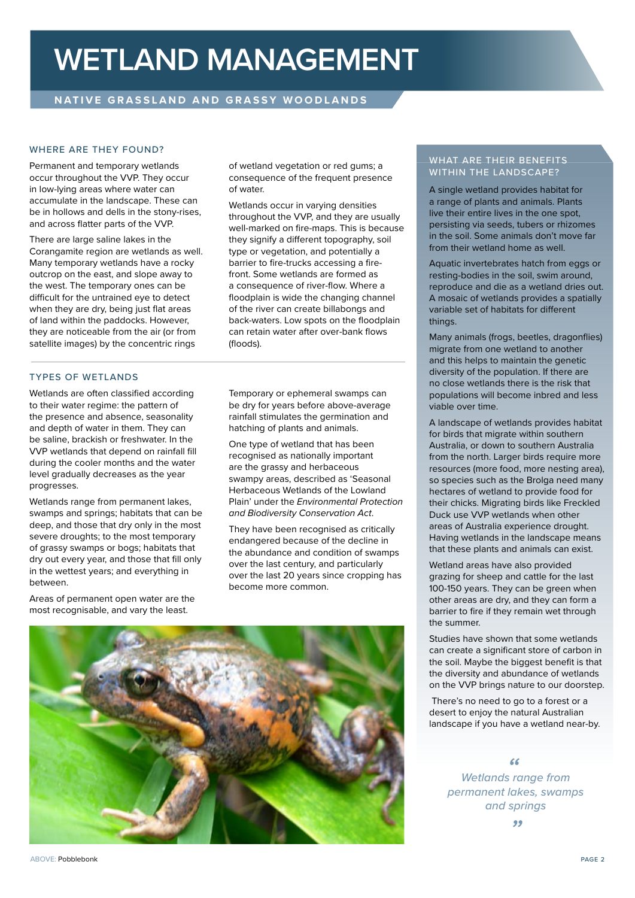# WETLAND MANAGEMENT

NATIVE GRASSLAND AND GRASSY WOODLANDS

## WHERE ARE THEY FOUND?

Permanent and temporary wetlands occur throughout the VVP. They occur in low-lying areas where water can accumulate in the landscape. These can be in hollows and dells in the stony-rises, and across flatter parts of the VVP.

There are large saline lakes in the Corangamite region are wetlands as well. Many temporary wetlands have a rocky outcrop on the east, and slope away to the west. The temporary ones can be difficult for the untrained eye to detect when they are dry, being just flat areas of land within the paddocks. However, they are noticeable from the air (or from satellite images) by the concentric rings of wetland vegetation or red gums; a consequence of the frequent presence of water.

Wetlands occur in varying densities throughout the VVP, and they are usually well-marked on fire-maps. This is because they signify a different topography, soil type or vegetation, and potentially a barrier to fire-trucks accessing a fire-front. Some wetlands are formed as a consequence of river-flow. Where a floodplain is wide the changing channel of the river can create billabongs and back-waters. Low spots on the floodplain can retain water after over-bank flows (floods).

## TYPES OF WETLANDS

Wetlands are often classified according to their water regime: the pattern of the presence and absence, seasonality and depth of water in them. They can be saline, brackish or freshwater. In the VVP wetlands that depend on rainfall fill during the cooler months and the water level gradually decreases as the year progresses.

Wetlands range from permanent lakes, swamps and springs; habitats that can be deep, and those that dry only in the most severe droughts; to the most temporary of grassy swamps or bogs; habitats that dry out every year, and those that fill only in the wettest years; and everything in between.

Areas of permanent open water are the most recognisable, and vary the least.

Temporary or ephemeral swamps can be dry for years before above-average rainfall stimulates the germination and hatching of plants and animals.

One type of wetland that has been recognised as nationally important are the grassy and herbaceous swampy areas, described as 'Seasonal Herbaceous Wetlands of the Lowland Plain' under the *Environmental Protection and Biodiversity Conservation Act*.

They have been recognised as critically endangered because of the decline in the abundance and condition of swamps over the last century, and particularly over the last 20 years since cropping has become more common.

ABOVE: Pobblebonk

## WHAT ARE THEIR BENEFITS WITHIN THE LANDSCAPE?

A single wetland provides habitat for a range of plants and animals. Plants live their entire lives in the one spot, persisting via seeds, tubers or rhizomes in the soil. Some animals don't move far from their wetland home as well.

Aquatic invertebrates hatch from eggs or resting-bodies in the soil, swim around, reproduce and die as a wetland dries out. A mosaic of wetlands provides a spatially variable set of habitats for different things.

Many animals (frogs, beetles, dragonflies) migrate from one wetland to another and this helps to maintain the genetic diversity of the population. If there are no close wetlands there is the risk that populations will become inbred and less viable over time.

A landscape of wetlands provides habitat for birds that migrate within southern Australia, or down to southern Australia from the north. Larger birds require more resources (more food, more nesting area), so species such as the Brolga need many hectares of wetland to provide food for their chicks. Migrating birds like Freckled Duck use VVP wetlands when other areas of Australia experience drought. Having wetlands in the landscape means that these plants and animals can exist.

Wetland areas have also provided grazing for sheep and cattle for the last 100-150 years. They can be green when other areas are dry, and they can form a barrier to fire if they remain wet through the summer.

Studies have shown that some wetlands can create a significant store of carbon in the soil. Maybe the biggest benefit is that the diversity and abundance of wetlands on the VVP brings nature to our doorstep.

There's no need to go to a forest or a desert to enjoy the natural Australian landscape if you have a wetland near-by.

> *"Wetlands range from permanent lakes, swamps and springs"*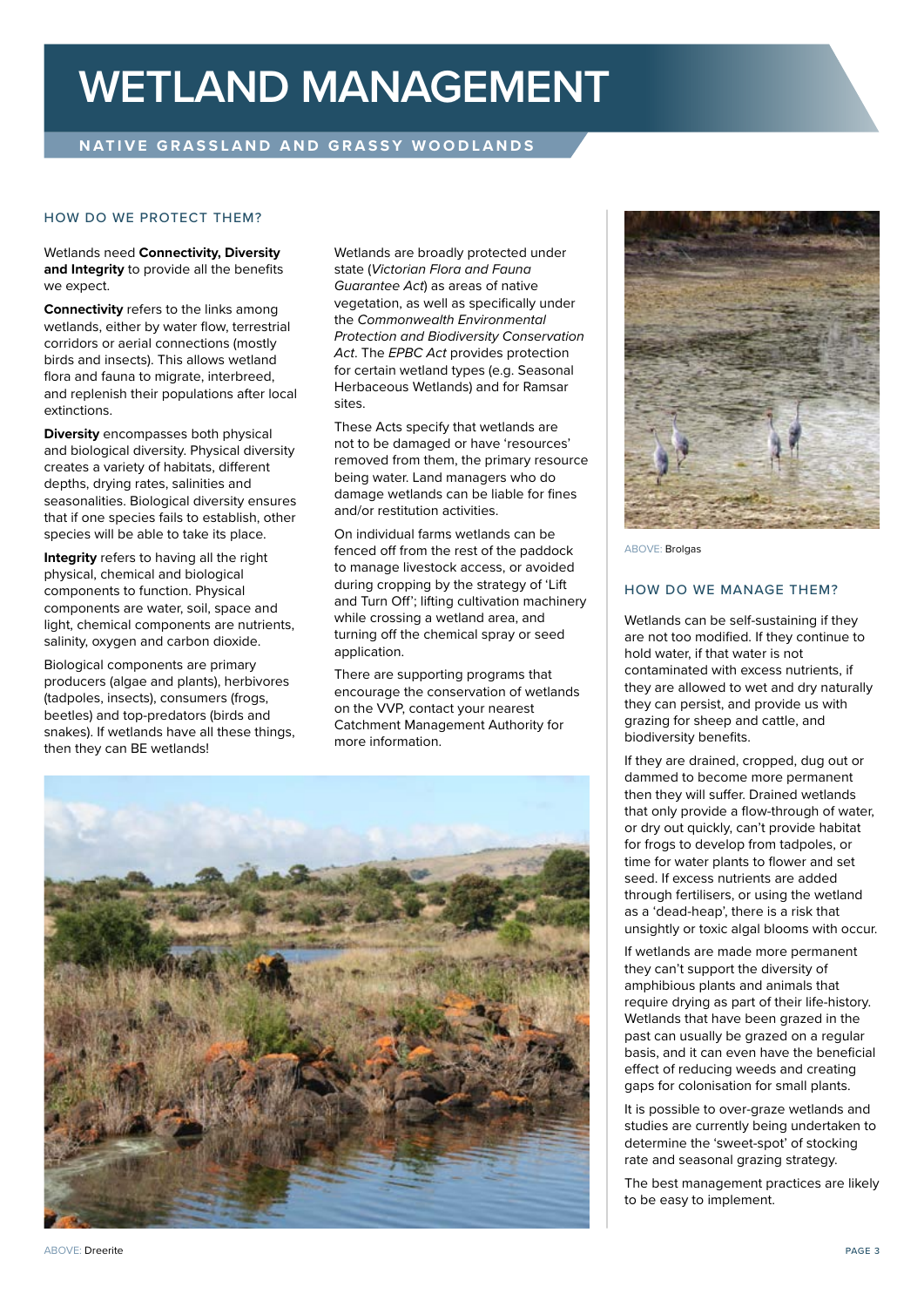# WETLAND MANAGEMENT

## NATIVE GRASSLAND AND GRASSY WOODLANDS

### HOW DO WE PROTECT THEM?

Wetlands need **Connectivity, Diversity and Integrity** to provide all the benefits we expect.

**Connectivity** refers to the links among wetlands, either by water flow, terrestrial corridors or aerial connections (mostly birds and insects). This allows wetland flora and fauna to migrate, interbreed, and replenish their populations after local extinctions.

**Diversity** encompasses both physical and biological diversity. Physical diversity creates a variety of habitats, different depths, drying rates, salinities and seasonalities. Biological diversity ensures that if one species fails to establish, other species will be able to take its place.

**Integrity** refers to having all the right physical, chemical and biological components to function. Physical components are water, soil, space and light, chemical components are nutrients, salinity, oxygen and carbon dioxide.

Biological components are primary producers (algae and plants), herbivores (tadpoles, insects), consumers (frogs, beetles) and top-predators (birds and snakes). If wetlands have all these things, then they can BE wetlands!

Wetlands are broadly protected under state (*Victorian Flora and Fauna Guarantee Act*) as areas of native vegetation, as well as specifically under the *Commonwealth Environmental Protection and Biodiversity Conservation Act*. The *EPBC Act* provides protection for certain wetland types (e.g. Seasonal Herbaceous Wetlands) and for Ramsar sites.

These Acts specify that wetlands are not to be damaged or have 'resources' removed from them, the primary resource being water. Land managers who do damage wetlands can be liable for fines and/or restitution activities.

On individual farms wetlands can be fenced off from the rest of the paddock to manage livestock access, or avoided during cropping by the strategy of 'Lift and Turn Off'; lifting cultivation machinery while crossing a wetland area, and turning off the chemical spray or seed application.

There are supporting programs that encourage the conservation of wetlands on the VVP, contact your nearest Catchment Management Authority for more information.

ABOVE: Dreerite

ABOVE: Brolgas

### HOW DO WE MANAGE THEM?

Wetlands can be self-sustaining if they are not too modified. If they continue to hold water, if that water is not contaminated with excess nutrients, if they are allowed to wet and dry naturally they can persist, and provide us with grazing for sheep and cattle, and biodiversity benefits.

If they are drained, cropped, dug out or dammed to become more permanent then they will suffer. Drained wetlands that only provide a flow-through of water, or dry out quickly, can't provide habitat for frogs to develop from tadpoles, or time for water plants to flower and set seed. If excess nutrients are added through fertilisers, or using the wetland as a 'dead-heap', there is a risk that unsightly or toxic algal blooms with occur.

If wetlands are made more permanent they can't support the diversity of amphibious plants and animals that require drying as part of their life-history. Wetlands that have been grazed in the past can usually be grazed on a regular basis, and it can even have the beneficial effect of reducing weeds and creating gaps for colonisation for small plants.

It is possible to over-graze wetlands and studies are currently being undertaken to determine the 'sweet-spot' of stocking rate and seasonal grazing strategy.

The best management practices are likely to be easy to implement.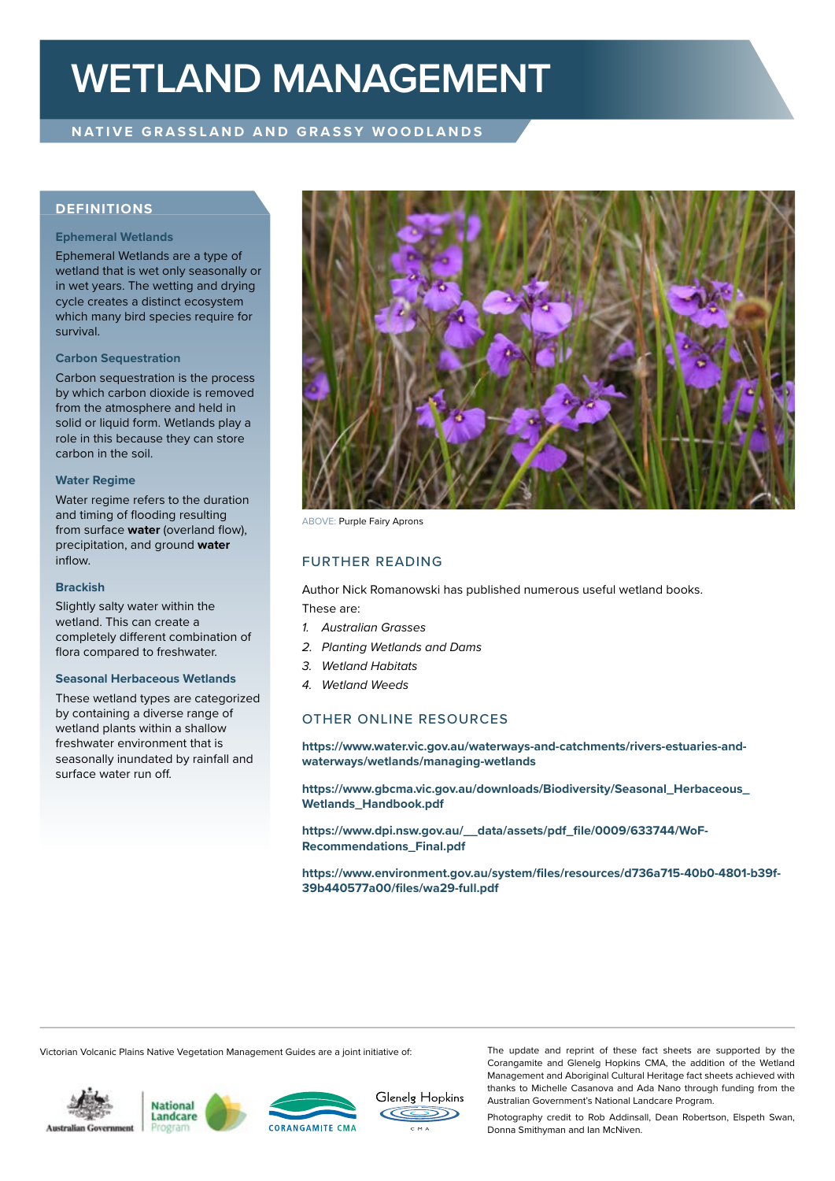# WETLAND MANAGEMENT

## NATIVE GRASSLAND AND GRASSY WOODLANDS

### DEFINITIONS

**Ephemeral Wetlands**

Ephemeral Wetlands are a type of wetland that is wet only seasonally or in wet years. The wetting and drying cycle creates a distinct ecosystem which many bird species require for survival.

**Carbon Sequestration**

Carbon sequestration is the process by which carbon dioxide is removed from the atmosphere and held in solid or liquid form. Wetlands play a role in this because they can store carbon in the soil.

**Water Regime**

Water regime refers to the duration and timing of flooding resulting from surface **water** (overland flow), precipitation, and ground **water** inflow.

**Brackish**

Slightly salty water within the wetland. This can create a completely different combination of flora compared to freshwater.

**Seasonal Herbaceous Wetlands**

These wetland types are categorized by containing a diverse range of wetland plants within a shallow freshwater environment that is seasonally inundated by rainfall and surface water run off.

ABOVE: Purple Fairy Aprons

### FURTHER READING

Author Nick Romanowski has published numerous useful wetland books. These are:

1. *Australian Grasses*
2. *Planting Wetlands and Dams*
3. *Wetland Habitats*
4. *Wetland Weeds*

### OTHER ONLINE RESOURCES

**https://www.water.vic.gov.au/waterways-and-catchments/rivers-estuaries-and-waterways/wetlands/managing-wetlands**

**https://www.gbcma.vic.gov.au/downloads/Biodiversity/Seasonal_Herbaceous_Wetlands_Handbook.pdf**

**https://www.dpi.nsw.gov.au/__data/assets/pdf_file/0009/633744/WoF-Recommendations_Final.pdf**

**https://www.environment.gov.au/system/files/resources/d736a715-40b0-4801-b39f-39b440577a00/files/wa29-full.pdf**

---

Victorian Volcanic Plains Native Vegetation Management Guides are a joint initiative of:

Australian Government | National Landcare Program | Corangamite CMA | Glenelg Hopkins CMA

The update and reprint of these fact sheets are supported by the Corangamite and Glenelg Hopkins CMA, the addition of the Wetland Management and Aboriginal Cultural Heritage fact sheets achieved with thanks to Michelle Casanova and Ada Nano through funding from the Australian Government's National Landcare Program.

Photography credit to Rob Addinsall, Dean Robertson, Elspeth Swan, Donna Smithyman and Ian McNiven.